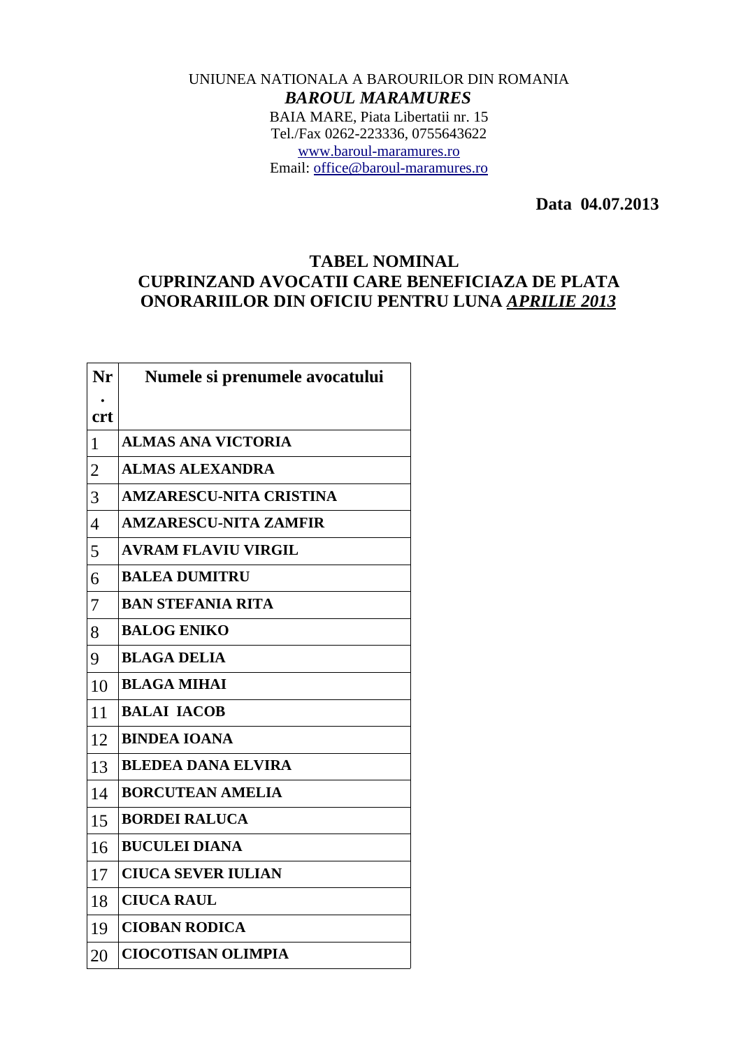UNIUNEA NATIONALA A BAROURILOR DIN ROMANIA

***BAROUL MARAMURES***

BAIA MARE, Piata Libertatii nr. 15

Tel./Fax 0262-223336, 0755643622

www.baroul-maramures.ro

Email: office@baroul-maramures.ro

**Data 04.07.2013**

## TABEL NOMINAL
## CUPRINZAND AVOCATII CARE BENEFICIAZA DE PLATA ONORARIILOR DIN OFICIU PENTRU LUNA *APRILIE 2013*

| Nr. crt | Numele si prenumele avocatului |
|---|---|
| 1 | ALMAS ANA VICTORIA |
| 2 | ALMAS ALEXANDRA |
| 3 | AMZARESCU-NITA CRISTINA |
| 4 | AMZARESCU-NITA ZAMFIR |
| 5 | AVRAM FLAVIU VIRGIL |
| 6 | BALEA DUMITRU |
| 7 | BAN STEFANIA RITA |
| 8 | BALOG ENIKO |
| 9 | BLAGA DELIA |
| 10 | BLAGA MIHAI |
| 11 | BALAI IACOB |
| 12 | BINDEA IOANA |
| 13 | BLEDEA DANA ELVIRA |
| 14 | BORCUTEAN AMELIA |
| 15 | BORDEI RALUCA |
| 16 | BUCULEI DIANA |
| 17 | CIUCA SEVER IULIAN |
| 18 | CIUCA RAUL |
| 19 | CIOBAN RODICA |
| 20 | CIOCOTISAN OLIMPIA |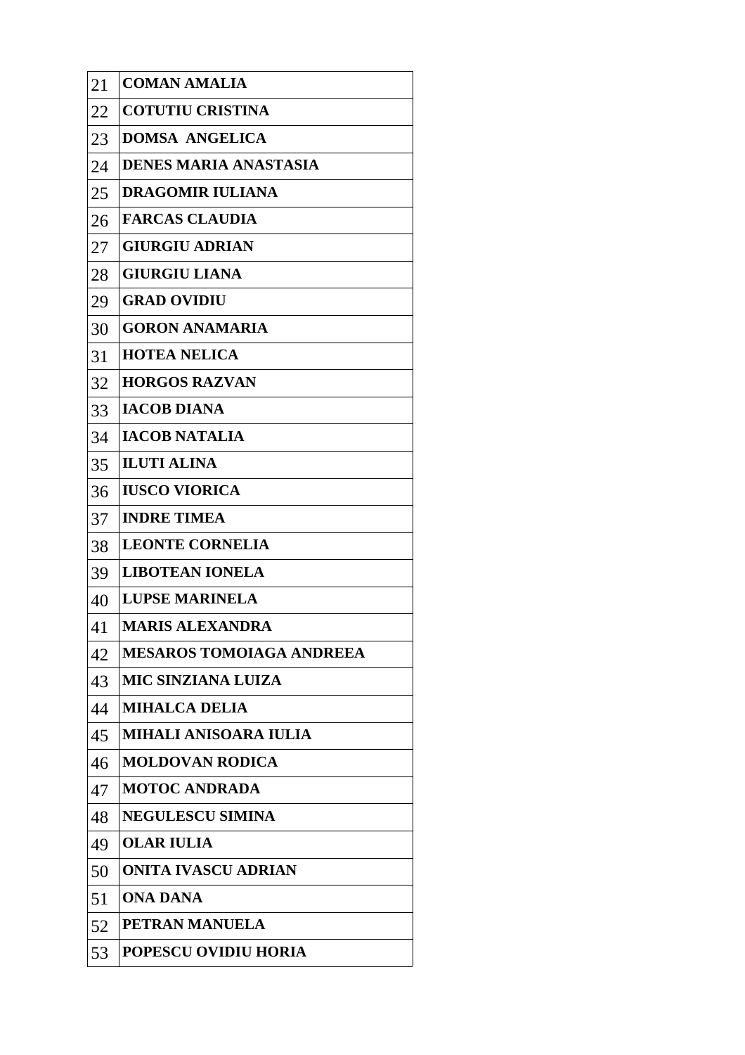| | |
|---|---|
| 21 | **COMAN AMALIA** |
| 22 | **COTUTIU CRISTINA** |
| 23 | **DOMSA ANGELICA** |
| 24 | **DENES MARIA ANASTASIA** |
| 25 | **DRAGOMIR IULIANA** |
| 26 | **FARCAS CLAUDIA** |
| 27 | **GIURGIU ADRIAN** |
| 28 | **GIURGIU LIANA** |
| 29 | **GRAD OVIDIU** |
| 30 | **GORON ANAMARIA** |
| 31 | **HOTEA NELICA** |
| 32 | **HORGOS RAZVAN** |
| 33 | **IACOB DIANA** |
| 34 | **IACOB NATALIA** |
| 35 | **ILUTI ALINA** |
| 36 | **IUSCO VIORICA** |
| 37 | **INDRE TIMEA** |
| 38 | **LEONTE CORNELIA** |
| 39 | **LIBOTEAN IONELA** |
| 40 | **LUPSE MARINELA** |
| 41 | **MARIS ALEXANDRA** |
| 42 | **MESAROS TOMOIAGA ANDREEA** |
| 43 | **MIC SINZIANA LUIZA** |
| 44 | **MIHALCA DELIA** |
| 45 | **MIHALI ANISOARA IULIA** |
| 46 | **MOLDOVAN RODICA** |
| 47 | **MOTOC ANDRADA** |
| 48 | **NEGULESCU SIMINA** |
| 49 | **OLAR IULIA** |
| 50 | **ONITA IVASCU ADRIAN** |
| 51 | **ONA DANA** |
| 52 | **PETRAN MANUELA** |
| 53 | **POPESCU OVIDIU HORIA** |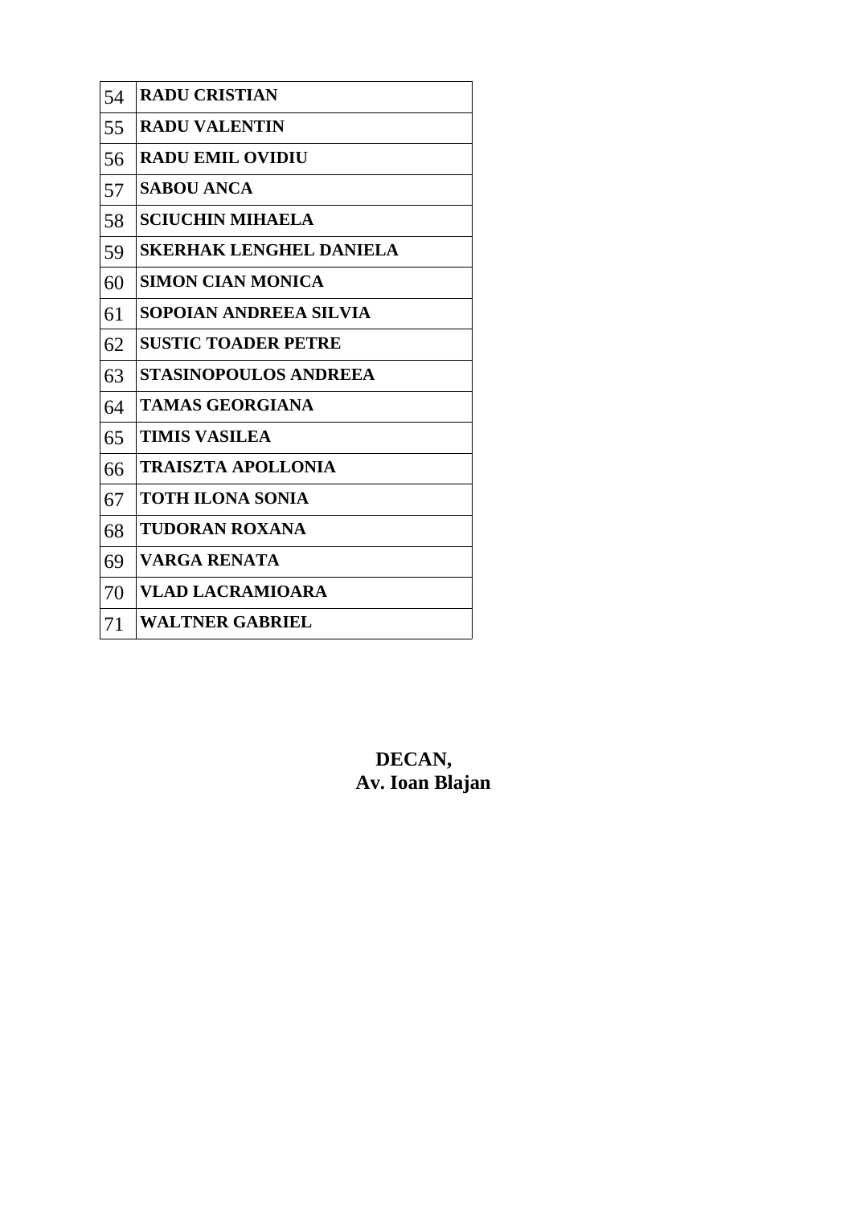| | |
|---|---|
| 54 | **RADU CRISTIAN** |
| 55 | **RADU VALENTIN** |
| 56 | **RADU EMIL OVIDIU** |
| 57 | **SABOU ANCA** |
| 58 | **SCIUCHIN MIHAELA** |
| 59 | **SKERHAK LENGHEL DANIELA** |
| 60 | **SIMON CIAN MONICA** |
| 61 | **SOPOIAN ANDREEA SILVIA** |
| 62 | **SUSTIC TOADER PETRE** |
| 63 | **STASINOPOULOS ANDREEA** |
| 64 | **TAMAS GEORGIANA** |
| 65 | **TIMIS VASILEA** |
| 66 | **TRAISZTA APOLLONIA** |
| 67 | **TOTH ILONA SONIA** |
| 68 | **TUDORAN ROXANA** |
| 69 | **VARGA RENATA** |
| 70 | **VLAD LACRAMIOARA** |
| 71 | **WALTNER GABRIEL** |

**DECAN,**
**Av. Ioan Blajan**